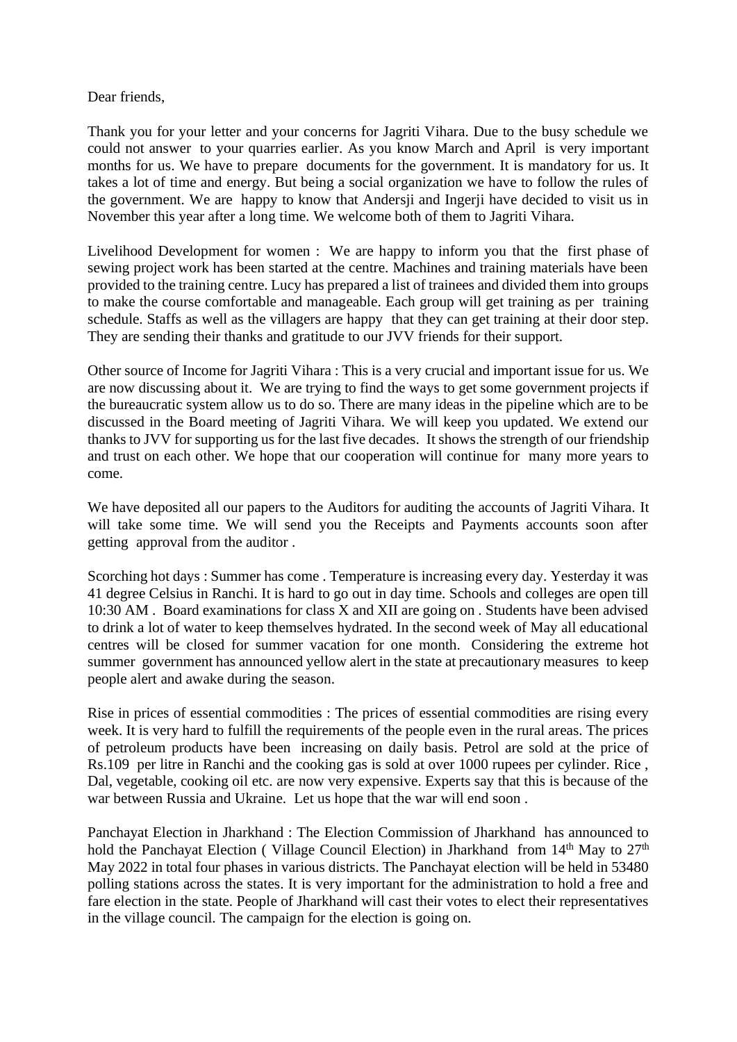Dear friends,

Thank you for your letter and your concerns for Jagriti Vihara. Due to the busy schedule we could not answer to your quarries earlier. As you know March and April is very important months for us. We have to prepare documents for the government. It is mandatory for us. It takes a lot of time and energy. But being a social organization we have to follow the rules of the government. We are happy to know that Andersji and Ingerji have decided to visit us in November this year after a long time. We welcome both of them to Jagriti Vihara.

Livelihood Development for women : We are happy to inform you that the first phase of sewing project work has been started at the centre. Machines and training materials have been provided to the training centre. Lucy has prepared a list of trainees and divided them into groups to make the course comfortable and manageable. Each group will get training as per training schedule. Staffs as well as the villagers are happy that they can get training at their door step. They are sending their thanks and gratitude to our JVV friends for their support.

Other source of Income for Jagriti Vihara : This is a very crucial and important issue for us. We are now discussing about it. We are trying to find the ways to get some government projects if the bureaucratic system allow us to do so. There are many ideas in the pipeline which are to be discussed in the Board meeting of Jagriti Vihara. We will keep you updated. We extend our thanks to JVV for supporting us for the last five decades. It shows the strength of our friendship and trust on each other. We hope that our cooperation will continue for many more years to come.

We have deposited all our papers to the Auditors for auditing the accounts of Jagriti Vihara. It will take some time. We will send you the Receipts and Payments accounts soon after getting approval from the auditor .

Scorching hot days : Summer has come . Temperature is increasing every day. Yesterday it was 41 degree Celsius in Ranchi. It is hard to go out in day time. Schools and colleges are open till 10:30 AM . Board examinations for class X and XII are going on . Students have been advised to drink a lot of water to keep themselves hydrated. In the second week of May all educational centres will be closed for summer vacation for one month. Considering the extreme hot summer government has announced yellow alert in the state at precautionary measures to keep people alert and awake during the season.

Rise in prices of essential commodities : The prices of essential commodities are rising every week. It is very hard to fulfill the requirements of the people even in the rural areas. The prices of petroleum products have been increasing on daily basis. Petrol are sold at the price of Rs.109 per litre in Ranchi and the cooking gas is sold at over 1000 rupees per cylinder. Rice , Dal, vegetable, cooking oil etc. are now very expensive. Experts say that this is because of the war between Russia and Ukraine. Let us hope that the war will end soon .

Panchayat Election in Jharkhand : The Election Commission of Jharkhand has announced to hold the Panchayat Election ( Village Council Election) in Jharkhand from 14th May to 27th May 2022 in total four phases in various districts. The Panchayat election will be held in 53480 polling stations across the states. It is very important for the administration to hold a free and fare election in the state. People of Jharkhand will cast their votes to elect their representatives in the village council. The campaign for the election is going on.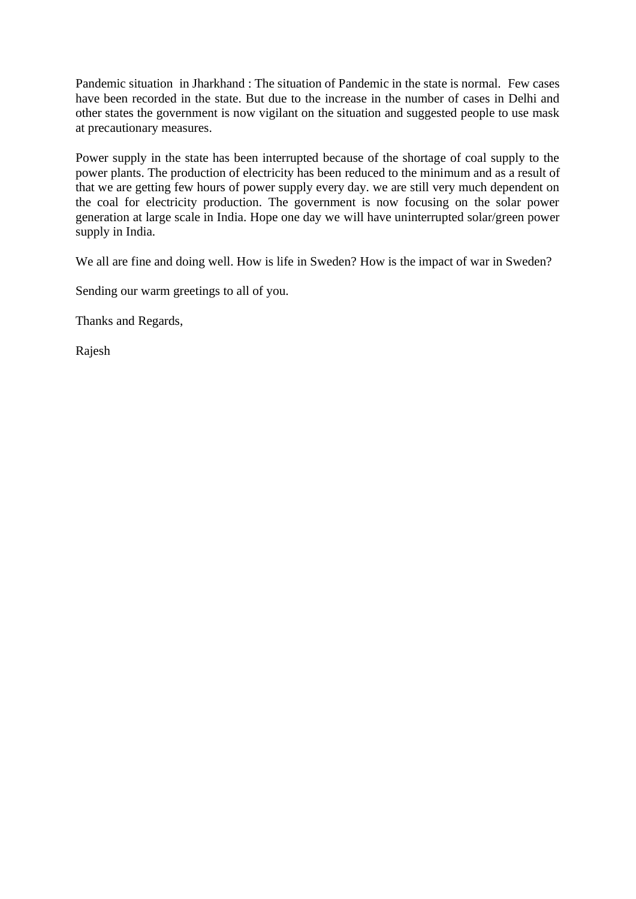Pandemic situation in Jharkhand : The situation of Pandemic in the state is normal. Few cases have been recorded in the state. But due to the increase in the number of cases in Delhi and other states the government is now vigilant on the situation and suggested people to use mask at precautionary measures.

Power supply in the state has been interrupted because of the shortage of coal supply to the power plants. The production of electricity has been reduced to the minimum and as a result of that we are getting few hours of power supply every day. we are still very much dependent on the coal for electricity production. The government is now focusing on the solar power generation at large scale in India. Hope one day we will have uninterrupted solar/green power supply in India.

We all are fine and doing well. How is life in Sweden? How is the impact of war in Sweden?

Sending our warm greetings to all of you.

Thanks and Regards,

Rajesh